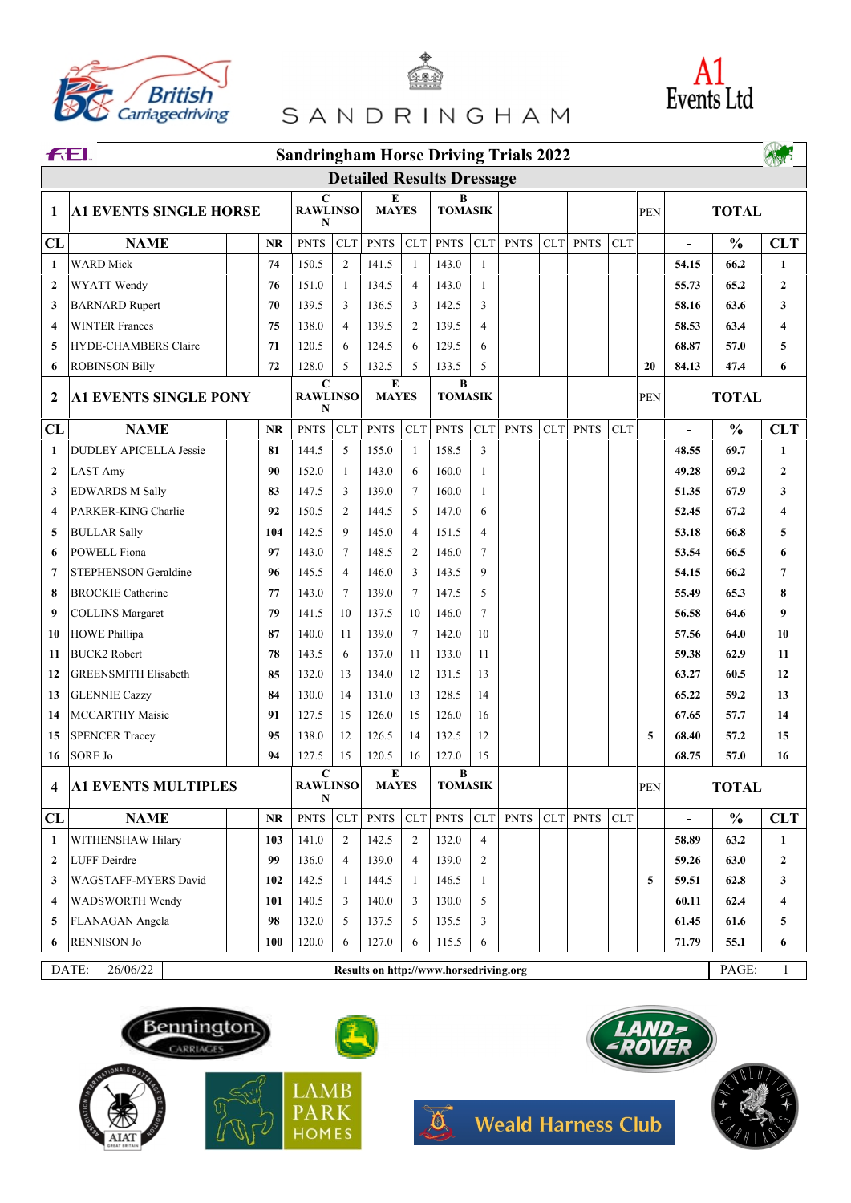# Sandringham Horse Driving Trials 2022

## Detailed Results Dressage

| 1 | A1 EVENTS SINGLE HORSE | | | C RAWLINSON | | E MAYES | | B TOMASIK | | | | | | PEN | TOTAL | | |
|---|---|---|---|---|---|---|---|---|---|---|---|---|---|---|---|---|---|
| **CL** | **NAME** | | **NR** | PNTS | CLT | PNTS | CLT | PNTS | CLT | PNTS | CLT | PNTS | CLT | | - | % | CLT |
| 1 | WARD Mick | | 74 | 150.5 | 2 | 141.5 | 1 | 143.0 | 1 | | | | | | 54.15 | 66.2 | 1 |
| 2 | WYATT Wendy | | 76 | 151.0 | 1 | 134.5 | 4 | 143.0 | 1 | | | | | | 55.73 | 65.2 | 2 |
| 3 | BARNARD Rupert | | 70 | 139.5 | 3 | 136.5 | 3 | 142.5 | 3 | | | | | | 58.16 | 63.6 | 3 |
| 4 | WINTER Frances | | 75 | 138.0 | 4 | 139.5 | 2 | 139.5 | 4 | | | | | | 58.53 | 63.4 | 4 |
| 5 | HYDE-CHAMBERS Claire | | 71 | 120.5 | 6 | 124.5 | 6 | 129.5 | 6 | | | | | | 68.87 | 57.0 | 5 |
| 6 | ROBINSON Billy | | 72 | 128.0 | 5 | 132.5 | 5 | 133.5 | 5 | | | | | 20 | 84.13 | 47.4 | 6 |
| **2** | **A1 EVENTS SINGLE PONY** | | | C RAWLINSON | | E MAYES | | B TOMASIK | | | | | | PEN | TOTAL | | |
| **CL** | **NAME** | | **NR** | PNTS | CLT | PNTS | CLT | PNTS | CLT | PNTS | CLT | PNTS | CLT | | - | % | CLT |
| 1 | DUDLEY APICELLA Jessie | | 81 | 144.5 | 5 | 155.0 | 1 | 158.5 | 3 | | | | | | 48.55 | 69.7 | 1 |
| 2 | LAST Amy | | 90 | 152.0 | 1 | 143.0 | 6 | 160.0 | 1 | | | | | | 49.28 | 69.2 | 2 |
| 3 | EDWARDS M Sally | | 83 | 147.5 | 3 | 139.0 | 7 | 160.0 | 1 | | | | | | 51.35 | 67.9 | 3 |
| 4 | PARKER-KING Charlie | | 92 | 150.5 | 2 | 144.5 | 5 | 147.0 | 6 | | | | | | 52.45 | 67.2 | 4 |
| 5 | BULLAR Sally | | 104 | 142.5 | 9 | 145.0 | 4 | 151.5 | 4 | | | | | | 53.18 | 66.8 | 5 |
| 6 | POWELL Fiona | | 97 | 143.0 | 7 | 148.5 | 2 | 146.0 | 7 | | | | | | 53.54 | 66.5 | 6 |
| 7 | STEPHENSON Geraldine | | 96 | 145.5 | 4 | 146.0 | 3 | 143.5 | 9 | | | | | | 54.15 | 66.2 | 7 |
| 8 | BROCKIE Catherine | | 77 | 143.0 | 7 | 139.0 | 7 | 147.5 | 5 | | | | | | 55.49 | 65.3 | 8 |
| 9 | COLLINS Margaret | | 79 | 141.5 | 10 | 137.5 | 10 | 146.0 | 7 | | | | | | 56.58 | 64.6 | 9 |
| 10 | HOWE Phillipa | | 87 | 140.0 | 11 | 139.0 | 7 | 142.0 | 10 | | | | | | 57.56 | 64.0 | 10 |
| 11 | BUCK2 Robert | | 78 | 143.5 | 6 | 137.0 | 11 | 133.0 | 11 | | | | | | 59.38 | 62.9 | 11 |
| 12 | GREENSMITH Elisabeth | | 85 | 132.0 | 13 | 134.0 | 12 | 131.5 | 13 | | | | | | 63.27 | 60.5 | 12 |
| 13 | GLENNIE Cazzy | | 84 | 130.0 | 14 | 131.0 | 13 | 128.5 | 14 | | | | | | 65.22 | 59.2 | 13 |
| 14 | MCCARTHY Maisie | | 91 | 127.5 | 15 | 126.0 | 15 | 126.0 | 16 | | | | | | 67.65 | 57.7 | 14 |
| 15 | SPENCER Tracey | | 95 | 138.0 | 12 | 126.5 | 14 | 132.5 | 12 | | | | | 5 | 68.40 | 57.2 | 15 |
| 16 | SORE Jo | | 94 | 127.5 | 15 | 120.5 | 16 | 127.0 | 15 | | | | | | 68.75 | 57.0 | 16 |
| **4** | **A1 EVENTS MULTIPLES** | | | C RAWLINSON | | E MAYES | | B TOMASIK | | | | | | PEN | TOTAL | | |
| **CL** | **NAME** | | **NR** | PNTS | CLT | PNTS | CLT | PNTS | CLT | PNTS | CLT | PNTS | CLT | | - | % | CLT |
| 1 | WITHENSHAW Hilary | | 103 | 141.0 | 2 | 142.5 | 2 | 132.0 | 4 | | | | | | 58.89 | 63.2 | 1 |
| 2 | LUFF Deirdre | | 99 | 136.0 | 4 | 139.0 | 4 | 139.0 | 2 | | | | | | 59.26 | 63.0 | 2 |
| 3 | WAGSTAFF-MYERS David | | 102 | 142.5 | 1 | 144.5 | 1 | 146.5 | 1 | | | | | 5 | 59.51 | 62.8 | 3 |
| 4 | WADSWORTH Wendy | | 101 | 140.5 | 3 | 140.0 | 3 | 130.0 | 5 | | | | | | 60.11 | 62.4 | 4 |
| 5 | FLANAGAN Angela | | 98 | 132.0 | 5 | 137.5 | 5 | 135.5 | 3 | | | | | | 61.45 | 61.6 | 5 |
| 6 | RENNISON Jo | | 100 | 120.0 | 6 | 127.0 | 6 | 115.5 | 6 | | | | | | 71.79 | 55.1 | 6 |

DATE: 26/06/22 — Results on http://www.horsedriving.org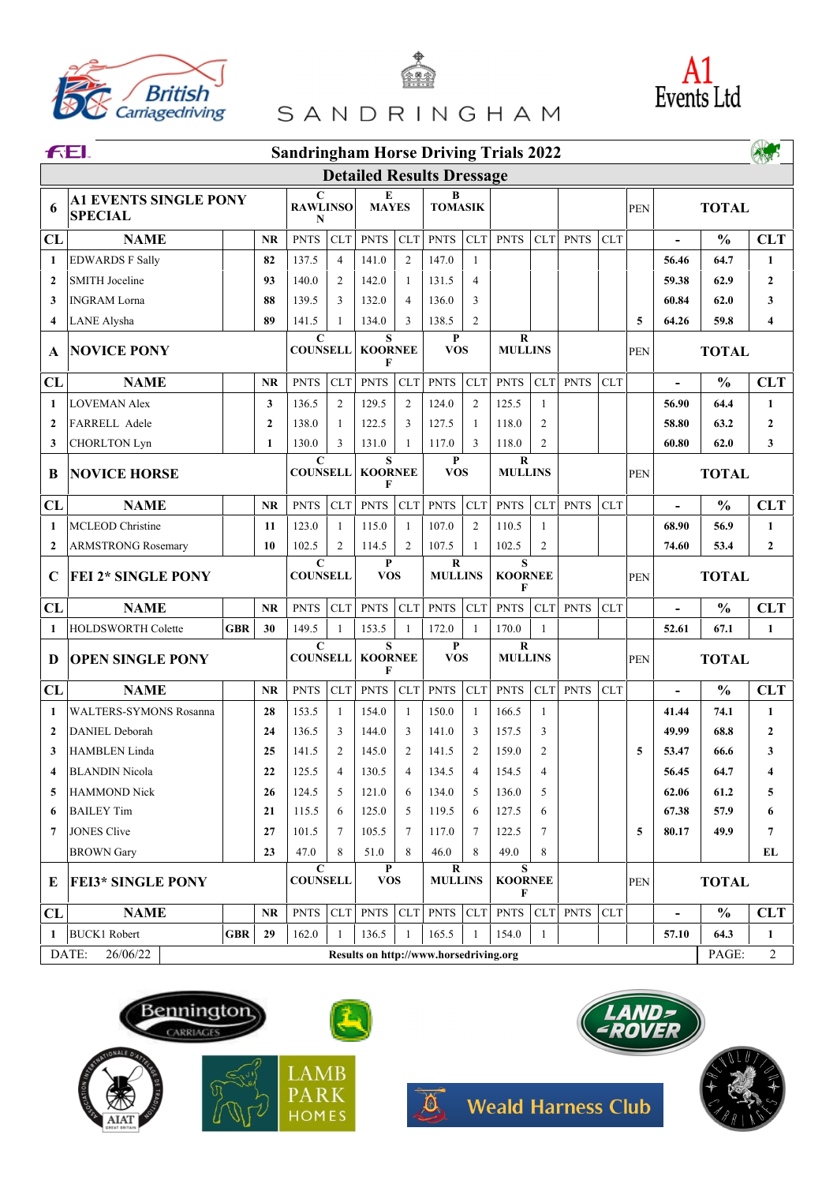# Sandringham Horse Driving Trials 2022

## Detailed Results Dressage

| 6 | A1 EVENTS SINGLE PONY SPECIAL | | | C RAWLINSON | | E MAYES | | B TOMASIK | | | | | | PEN | TOTAL | | |
|---|---|---|---|---|---|---|---|---|---|---|---|---|---|---|---|---|---|
| CL | NAME | | NR | PNTS | CLT | PNTS | CLT | PNTS | CLT | PNTS | CLT | PNTS | CLT | | - | % | CLT |
| 1 | EDWARDS F Sally | | 82 | 137.5 | 4 | 141.0 | 2 | 147.0 | 1 | | | | | | 56.46 | 64.7 | 1 |
| 2 | SMITH Joceline | | 93 | 140.0 | 2 | 142.0 | 1 | 131.5 | 4 | | | | | | 59.38 | 62.9 | 2 |
| 3 | INGRAM Lorna | | 88 | 139.5 | 3 | 132.0 | 4 | 136.0 | 3 | | | | | | 60.84 | 62.0 | 3 |
| 4 | LANE Alysha | | 89 | 141.5 | 1 | 134.0 | 3 | 138.5 | 2 | | | | | 5 | 64.26 | 59.8 | 4 |

| A | NOVICE PONY | | | C COUNSELL | | S KOORNEEF | | P VOS | | R MULLINS | | | | PEN | TOTAL | | |
|---|---|---|---|---|---|---|---|---|---|---|---|---|---|---|---|---|---|
| CL | NAME | | NR | PNTS | CLT | PNTS | CLT | PNTS | CLT | PNTS | CLT | PNTS | CLT | | - | % | CLT |
| 1 | LOVEMAN Alex | | 3 | 136.5 | 2 | 129.5 | 2 | 124.0 | 2 | 125.5 | 1 | | | | 56.90 | 64.4 | 1 |
| 2 | FARRELL Adele | | 2 | 138.0 | 1 | 122.5 | 3 | 127.5 | 1 | 118.0 | 2 | | | | 58.80 | 63.2 | 2 |
| 3 | CHORLTON Lyn | | 1 | 130.0 | 3 | 131.0 | 1 | 117.0 | 3 | 118.0 | 2 | | | | 60.80 | 62.0 | 3 |

| B | NOVICE HORSE | | | C COUNSELL | | S KOORNEEF | | P VOS | | R MULLINS | | | | PEN | TOTAL | | |
|---|---|---|---|---|---|---|---|---|---|---|---|---|---|---|---|---|---|
| CL | NAME | | NR | PNTS | CLT | PNTS | CLT | PNTS | CLT | PNTS | CLT | PNTS | CLT | | - | % | CLT |
| 1 | MCLEOD Christine | | 11 | 123.0 | 1 | 115.0 | 1 | 107.0 | 2 | 110.5 | 1 | | | | 68.90 | 56.9 | 1 |
| 2 | ARMSTRONG Rosemary | | 10 | 102.5 | 2 | 114.5 | 2 | 107.5 | 1 | 102.5 | 2 | | | | 74.60 | 53.4 | 2 |

| C | FEI 2* SINGLE PONY | | | C COUNSELL | | P VOS | | R MULLINS | | S KOORNEEF | | | | PEN | TOTAL | | |
|---|---|---|---|---|---|---|---|---|---|---|---|---|---|---|---|---|---|
| CL | NAME | | NR | PNTS | CLT | PNTS | CLT | PNTS | CLT | PNTS | CLT | PNTS | CLT | | - | % | CLT |
| 1 | HOLDSWORTH Colette | GBR | 30 | 149.5 | 1 | 153.5 | 1 | 172.0 | 1 | 170.0 | 1 | | | | 52.61 | 67.1 | 1 |

| D | OPEN SINGLE PONY | | | C COUNSELL | | S KOORNEEF | | P VOS | | R MULLINS | | | | PEN | TOTAL | | |
|---|---|---|---|---|---|---|---|---|---|---|---|---|---|---|---|---|---|
| CL | NAME | | NR | PNTS | CLT | PNTS | CLT | PNTS | CLT | PNTS | CLT | PNTS | CLT | | - | % | CLT |
| 1 | WALTERS-SYMONS Rosanna | | 28 | 153.5 | 1 | 154.0 | 1 | 150.0 | 1 | 166.5 | 1 | | | | 41.44 | 74.1 | 1 |
| 2 | DANIEL Deborah | | 24 | 136.5 | 3 | 144.0 | 3 | 141.0 | 3 | 157.5 | 3 | | | | 49.99 | 68.8 | 2 |
| 3 | HAMBLEN Linda | | 25 | 141.5 | 2 | 145.0 | 2 | 141.5 | 2 | 159.0 | 2 | | | 5 | 53.47 | 66.6 | 3 |
| 4 | BLANDIN Nicola | | 22 | 125.5 | 4 | 130.5 | 4 | 134.5 | 4 | 154.5 | 4 | | | | 56.45 | 64.7 | 4 |
| 5 | HAMMOND Nick | | 26 | 124.5 | 5 | 121.0 | 6 | 134.0 | 5 | 136.0 | 5 | | | | 62.06 | 61.2 | 5 |
| 6 | BAILEY Tim | | 21 | 115.5 | 6 | 125.0 | 5 | 119.5 | 6 | 127.5 | 6 | | | | 67.38 | 57.9 | 6 |
| 7 | JONES Clive | | 27 | 101.5 | 7 | 105.5 | 7 | 117.0 | 7 | 122.5 | 7 | | | 5 | 80.17 | 49.9 | 7 |
| | BROWN Gary | | 23 | 47.0 | 8 | 51.0 | 8 | 46.0 | 8 | 49.0 | 8 | | | | | | EL |

| E | FEI3* SINGLE PONY | | | C COUNSELL | | P VOS | | R MULLINS | | S KOORNEEF | | | | PEN | TOTAL | | |
|---|---|---|---|---|---|---|---|---|---|---|---|---|---|---|---|---|---|
| CL | NAME | | NR | PNTS | CLT | PNTS | CLT | PNTS | CLT | PNTS | CLT | PNTS | CLT | | - | % | CLT |
| 1 | BUCK1 Robert | GBR | 29 | 162.0 | 1 | 136.5 | 1 | 165.5 | 1 | 154.0 | 1 | | | | 57.10 | 64.3 | 1 |

DATE: 26/06/22 — Results on http://www.horsedriving.org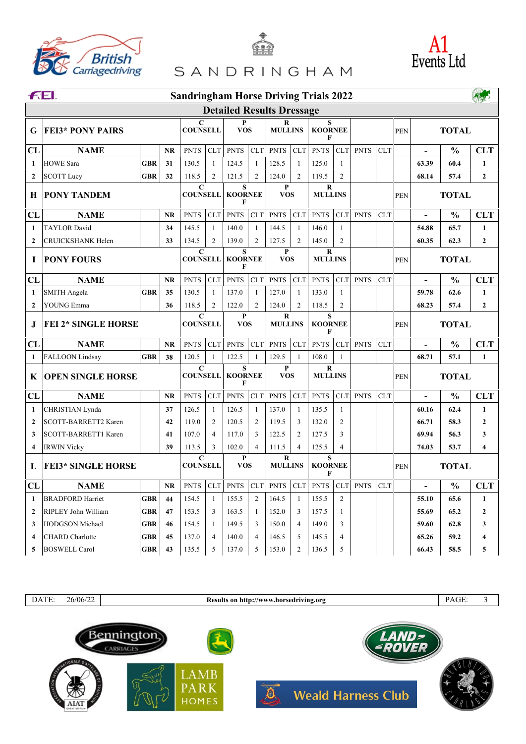# Sandringham Horse Driving Trials 2022

## Detailed Results Dressage

| G | FEI3* PONY PAIRS | | | C COUNSELL | | P VOS | | R MULLINS | | S KOORNEE F | | | | PEN | TOTAL | | |
|---|---|---|---|---|---|---|---|---|---|---|---|---|---|---|---|---|---|
| CL | NAME | | NR | PNTS | CLT | PNTS | CLT | PNTS | CLT | PNTS | CLT | PNTS | CLT | | - | % | CLT |
| 1 | HOWE Sara | GBR | 31 | 130.5 | 1 | 124.5 | 1 | 128.5 | 1 | 125.0 | 1 | | | | 63.39 | 60.4 | 1 |
| 2 | SCOTT Lucy | GBR | 32 | 118.5 | 2 | 121.5 | 2 | 124.0 | 2 | 119.5 | 2 | | | | 68.14 | 57.4 | 2 |

| H | PONY TANDEM | | | C COUNSELL | | S KOORNEE F | | P VOS | | R MULLINS | | | | PEN | TOTAL | | |
|---|---|---|---|---|---|---|---|---|---|---|---|---|---|---|---|---|---|
| CL | NAME | | NR | PNTS | CLT | PNTS | CLT | PNTS | CLT | PNTS | CLT | PNTS | CLT | | - | % | CLT |
| 1 | TAYLOR David | | 34 | 145.5 | 1 | 140.0 | 1 | 144.5 | 1 | 146.0 | 1 | | | | 54.88 | 65.7 | 1 |
| 2 | CRUICKSHANK Helen | | 33 | 134.5 | 2 | 139.0 | 2 | 127.5 | 2 | 145.0 | 2 | | | | 60.35 | 62.3 | 2 |

| I | PONY FOURS | | | C COUNSELL | | S KOORNEE F | | P VOS | | R MULLINS | | | | PEN | TOTAL | | |
|---|---|---|---|---|---|---|---|---|---|---|---|---|---|---|---|---|---|
| CL | NAME | | NR | PNTS | CLT | PNTS | CLT | PNTS | CLT | PNTS | CLT | PNTS | CLT | | - | % | CLT |
| 1 | SMITH Angela | GBR | 35 | 130.5 | 1 | 137.0 | 1 | 127.0 | 1 | 133.0 | 1 | | | | 59.78 | 62.6 | 1 |
| 2 | YOUNG Emma | | 36 | 118.5 | 2 | 122.0 | 2 | 124.0 | 2 | 118.5 | 2 | | | | 68.23 | 57.4 | 2 |

| J | FEI 2* SINGLE HORSE | | | C COUNSELL | | P VOS | | R MULLINS | | S KOORNEE F | | | | PEN | TOTAL | | |
|---|---|---|---|---|---|---|---|---|---|---|---|---|---|---|---|---|---|
| CL | NAME | | NR | PNTS | CLT | PNTS | CLT | PNTS | CLT | PNTS | CLT | PNTS | CLT | | - | % | CLT |
| 1 | FALLOON Lindsay | GBR | 38 | 120.5 | 1 | 122.5 | 1 | 129.5 | 1 | 108.0 | 1 | | | | 68.71 | 57.1 | 1 |

| K | OPEN SINGLE HORSE | | | C COUNSELL | | S KOORNEE F | | P VOS | | R MULLINS | | | | PEN | TOTAL | | |
|---|---|---|---|---|---|---|---|---|---|---|---|---|---|---|---|---|---|
| CL | NAME | | NR | PNTS | CLT | PNTS | CLT | PNTS | CLT | PNTS | CLT | PNTS | CLT | | - | % | CLT |
| 1 | CHRISTIAN Lynda | | 37 | 126.5 | 1 | 126.5 | 1 | 137.0 | 1 | 135.5 | 1 | | | | 60.16 | 62.4 | 1 |
| 2 | SCOTT-BARRETT2 Karen | | 42 | 119.0 | 2 | 120.5 | 2 | 119.5 | 3 | 132.0 | 2 | | | | 66.71 | 58.3 | 2 |
| 3 | SCOTT-BARRETT1 Karen | | 41 | 107.0 | 4 | 117.0 | 3 | 122.5 | 2 | 127.5 | 3 | | | | 69.94 | 56.3 | 3 |
| 4 | IRWIN Vicky | | 39 | 113.5 | 3 | 102.0 | 4 | 111.5 | 4 | 125.5 | 4 | | | | 74.03 | 53.7 | 4 |

| L | FEI3* SINGLE HORSE | | | C COUNSELL | | P VOS | | R MULLINS | | S KOORNEE F | | | | PEN | TOTAL | | |
|---|---|---|---|---|---|---|---|---|---|---|---|---|---|---|---|---|---|
| CL | NAME | | NR | PNTS | CLT | PNTS | CLT | PNTS | CLT | PNTS | CLT | PNTS | CLT | | - | % | CLT |
| 1 | BRADFORD Harriet | GBR | 44 | 154.5 | 1 | 155.5 | 2 | 164.5 | 1 | 155.5 | 2 | | | | 55.10 | 65.6 | 1 |
| 2 | RIPLEY John William | GBR | 47 | 153.5 | 3 | 163.5 | 1 | 152.0 | 3 | 157.5 | 1 | | | | 55.69 | 65.2 | 2 |
| 3 | HODGSON Michael | GBR | 46 | 154.5 | 1 | 149.5 | 3 | 150.0 | 4 | 149.0 | 3 | | | | 59.60 | 62.8 | 3 |
| 4 | CHARD Charlotte | GBR | 45 | 137.0 | 4 | 140.0 | 4 | 146.5 | 5 | 145.5 | 4 | | | | 65.26 | 59.2 | 4 |
| 5 | BOSWELL Carol | GBR | 43 | 135.5 | 5 | 137.0 | 5 | 153.0 | 2 | 136.5 | 5 | | | | 66.43 | 58.5 | 5 |

DATE: 26/06/22 — Results on http://www.horsedriving.org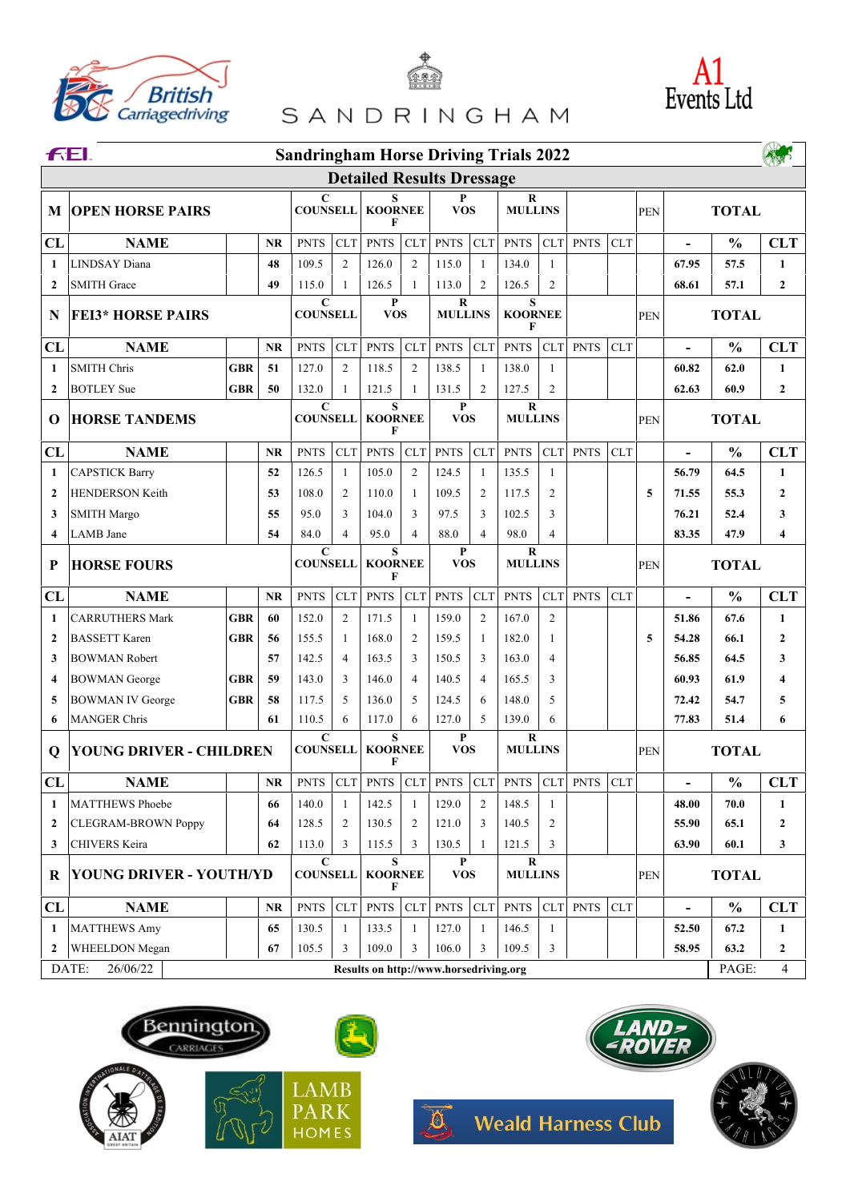# Sandringham Horse Driving Trials 2022

## Detailed Results Dressage

| M | OPEN HORSE PAIRS | | | C COUNSELL | | S KOORNEEF | | P VOS | | R MULLINS | | | | PEN | TOTAL | | |
|---|---|---|---|---|---|---|---|---|---|---|---|---|---|---|---|---|---|
| CL | NAME | | NR | PNTS | CLT | PNTS | CLT | PNTS | CLT | PNTS | CLT | PNTS | CLT | | - | % | CLT |
| 1 | LINDSAY Diana | | 48 | 109.5 | 2 | 126.0 | 2 | 115.0 | 1 | 134.0 | 1 | | | | 67.95 | 57.5 | 1 |
| 2 | SMITH Grace | | 49 | 115.0 | 1 | 126.5 | 1 | 113.0 | 2 | 126.5 | 2 | | | | 68.61 | 57.1 | 2 |

| N | FEI3* HORSE PAIRS | | | C COUNSELL | | P VOS | | R MULLINS | | S KOORNEEF | | | | PEN | TOTAL | | |
|---|---|---|---|---|---|---|---|---|---|---|---|---|---|---|---|---|---|
| CL | NAME | | NR | PNTS | CLT | PNTS | CLT | PNTS | CLT | PNTS | CLT | PNTS | CLT | | - | % | CLT |
| 1 | SMITH Chris | GBR | 51 | 127.0 | 2 | 118.5 | 2 | 138.5 | 1 | 138.0 | 1 | | | | 60.82 | 62.0 | 1 |
| 2 | BOTLEY Sue | GBR | 50 | 132.0 | 1 | 121.5 | 1 | 131.5 | 2 | 127.5 | 2 | | | | 62.63 | 60.9 | 2 |

| O | HORSE TANDEMS | | | C COUNSELL | | S KOORNEEF | | P VOS | | R MULLINS | | | | PEN | TOTAL | | |
|---|---|---|---|---|---|---|---|---|---|---|---|---|---|---|---|---|---|
| CL | NAME | | NR | PNTS | CLT | PNTS | CLT | PNTS | CLT | PNTS | CLT | PNTS | CLT | | - | % | CLT |
| 1 | CAPSTICK Barry | | 52 | 126.5 | 1 | 105.0 | 2 | 124.5 | 1 | 135.5 | 1 | | | | 56.79 | 64.5 | 1 |
| 2 | HENDERSON Keith | | 53 | 108.0 | 2 | 110.0 | 1 | 109.5 | 2 | 117.5 | 2 | | | 5 | 71.55 | 55.3 | 2 |
| 3 | SMITH Margo | | 55 | 95.0 | 3 | 104.0 | 3 | 97.5 | 3 | 102.5 | 3 | | | | 76.21 | 52.4 | 3 |
| 4 | LAMB Jane | | 54 | 84.0 | 4 | 95.0 | 4 | 88.0 | 4 | 98.0 | 4 | | | | 83.35 | 47.9 | 4 |

| P | HORSE FOURS | | | C COUNSELL | | S KOORNEEF | | P VOS | | R MULLINS | | | | PEN | TOTAL | | |
|---|---|---|---|---|---|---|---|---|---|---|---|---|---|---|---|---|---|
| CL | NAME | | NR | PNTS | CLT | PNTS | CLT | PNTS | CLT | PNTS | CLT | PNTS | CLT | | - | % | CLT |
| 1 | CARRUTHERS Mark | GBR | 60 | 152.0 | 2 | 171.5 | 1 | 159.0 | 2 | 167.0 | 2 | | | | 51.86 | 67.6 | 1 |
| 2 | BASSETT Karen | GBR | 56 | 155.5 | 1 | 168.0 | 2 | 159.5 | 1 | 182.0 | 1 | | | 5 | 54.28 | 66.1 | 2 |
| 3 | BOWMAN Robert | | 57 | 142.5 | 4 | 163.5 | 3 | 150.5 | 3 | 163.0 | 4 | | | | 56.85 | 64.5 | 3 |
| 4 | BOWMAN George | GBR | 59 | 143.0 | 3 | 146.0 | 4 | 140.5 | 4 | 165.5 | 3 | | | | 60.93 | 61.9 | 4 |
| 5 | BOWMAN IV George | GBR | 58 | 117.5 | 5 | 136.0 | 5 | 124.5 | 6 | 148.0 | 5 | | | | 72.42 | 54.7 | 5 |
| 6 | MANGER Chris | | 61 | 110.5 | 6 | 117.0 | 6 | 127.0 | 5 | 139.0 | 6 | | | | 77.83 | 51.4 | 6 |

| Q | YOUNG DRIVER - CHILDREN | | | C COUNSELL | | S KOORNEEF | | P VOS | | R MULLINS | | | | PEN | TOTAL | | |
|---|---|---|---|---|---|---|---|---|---|---|---|---|---|---|---|---|---|
| CL | NAME | | NR | PNTS | CLT | PNTS | CLT | PNTS | CLT | PNTS | CLT | PNTS | CLT | | - | % | CLT |
| 1 | MATTHEWS Phoebe | | 66 | 140.0 | 1 | 142.5 | 1 | 129.0 | 2 | 148.5 | 1 | | | | 48.00 | 70.0 | 1 |
| 2 | CLEGRAM-BROWN Poppy | | 64 | 128.5 | 2 | 130.5 | 2 | 121.0 | 3 | 140.5 | 2 | | | | 55.90 | 65.1 | 2 |
| 3 | CHIVERS Keira | | 62 | 113.0 | 3 | 115.5 | 3 | 130.5 | 1 | 121.5 | 3 | | | | 63.90 | 60.1 | 3 |

| R | YOUNG DRIVER - YOUTH/YD | | | C COUNSELL | | S KOORNEEF | | P VOS | | R MULLINS | | | | PEN | TOTAL | | |
|---|---|---|---|---|---|---|---|---|---|---|---|---|---|---|---|---|---|
| CL | NAME | | NR | PNTS | CLT | PNTS | CLT | PNTS | CLT | PNTS | CLT | PNTS | CLT | | - | % | CLT |
| 1 | MATTHEWS Amy | | 65 | 130.5 | 1 | 133.5 | 1 | 127.0 | 1 | 146.5 | 1 | | | | 52.50 | 67.2 | 1 |
| 2 | WHEELDON Megan | | 67 | 105.5 | 3 | 109.0 | 3 | 106.0 | 3 | 109.5 | 3 | | | | 58.95 | 63.2 | 2 |

DATE: 26/06/22

Results on http://www.horsedriving.org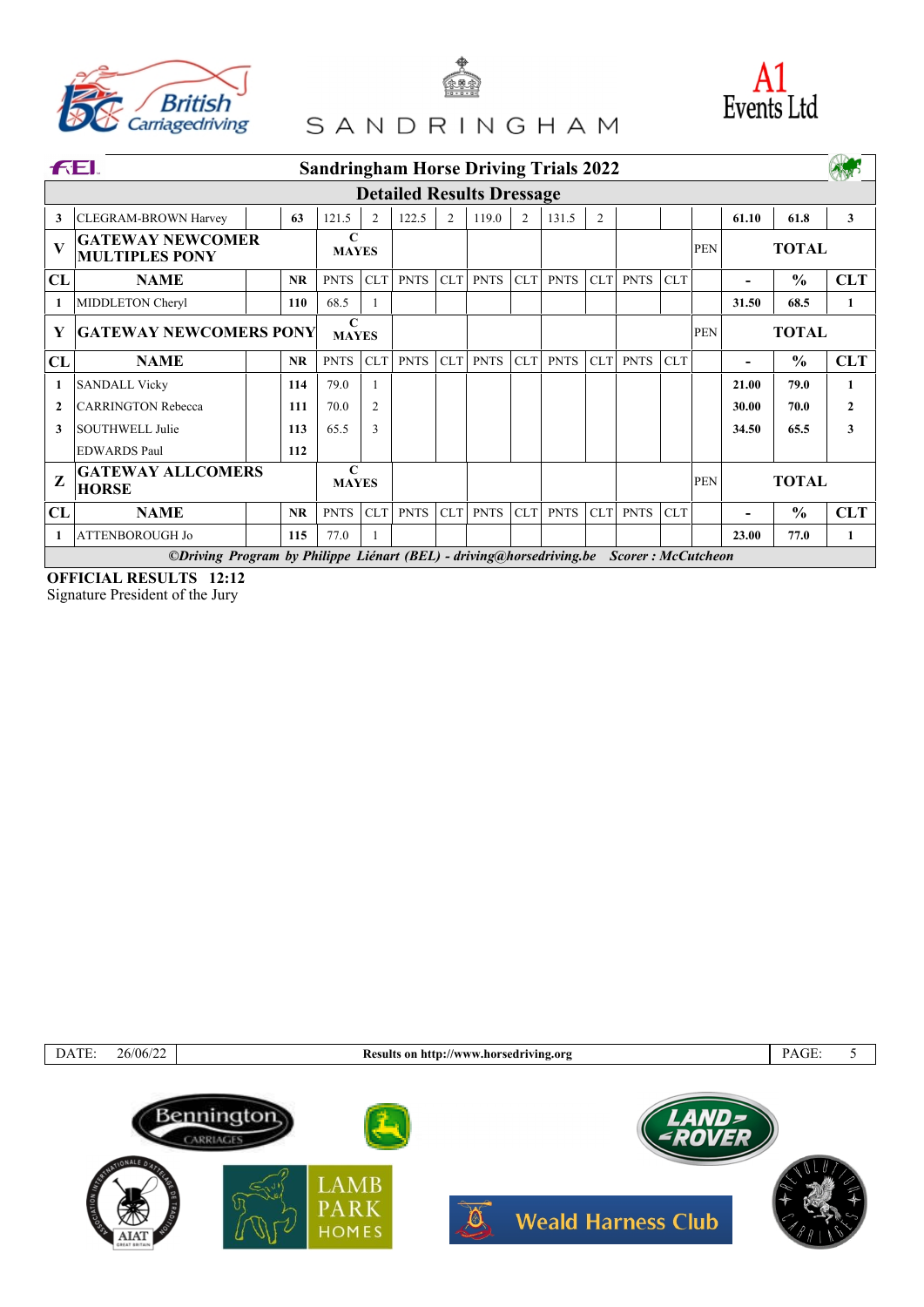# Sandringham Horse Driving Trials 2022

## Detailed Results Dressage

| | | | | | | | | | | | | | | | | | |
|---|---|---|---|---|---|---|---|---|---|---|---|---|---|---|---|---|---|
| 3 | CLEGRAM-BROWN Harvey | | 63 | 121.5 | 2 | 122.5 | 2 | 119.0 | 2 | 131.5 | 2 | | | | 61.10 | 61.8 | 3 |
| **V** | **GATEWAY NEWCOMER MULTIPLES PONY** | | | **C MAYES** | | | | | | | | | | PEN | **TOTAL** | | |
| **CL** | **NAME** | | **NR** | PNTS | CLT | PNTS | CLT | PNTS | CLT | PNTS | CLT | PNTS | CLT | | **-** | **%** | **CLT** |
| 1 | MIDDLETON Cheryl | | 110 | 68.5 | 1 | | | | | | | | | | 31.50 | 68.5 | 1 |
| **Y** | **GATEWAY NEWCOMERS PONY** | | | **C MAYES** | | | | | | | | | | PEN | **TOTAL** | | |
| **CL** | **NAME** | | **NR** | PNTS | CLT | PNTS | CLT | PNTS | CLT | PNTS | CLT | PNTS | CLT | | **-** | **%** | **CLT** |
| 1 | SANDALL Vicky | | 114 | 79.0 | 1 | | | | | | | | | | 21.00 | 79.0 | 1 |
| 2 | CARRINGTON Rebecca | | 111 | 70.0 | 2 | | | | | | | | | | 30.00 | 70.0 | 2 |
| 3 | SOUTHWELL Julie | | 113 | 65.5 | 3 | | | | | | | | | | 34.50 | 65.5 | 3 |
| | EDWARDS Paul | | 112 | | | | | | | | | | | | | | |
| **Z** | **GATEWAY ALLCOMERS HORSE** | | | **C MAYES** | | | | | | | | | | PEN | **TOTAL** | | |
| **CL** | **NAME** | | **NR** | PNTS | CLT | PNTS | CLT | PNTS | CLT | PNTS | CLT | PNTS | CLT | | **-** | **%** | **CLT** |
| 1 | ATTENBOROUGH Jo | | 115 | 77.0 | 1 | | | | | | | | | | 23.00 | 77.0 | 1 |

*©Driving Program by Philippe Liénart (BEL) - driving@horsedriving.be Scorer : McCutcheon*

**OFFICIAL RESULTS 12:12**
Signature President of the Jury

DATE: 26/06/22 | **Results on http://www.horsedriving.org**